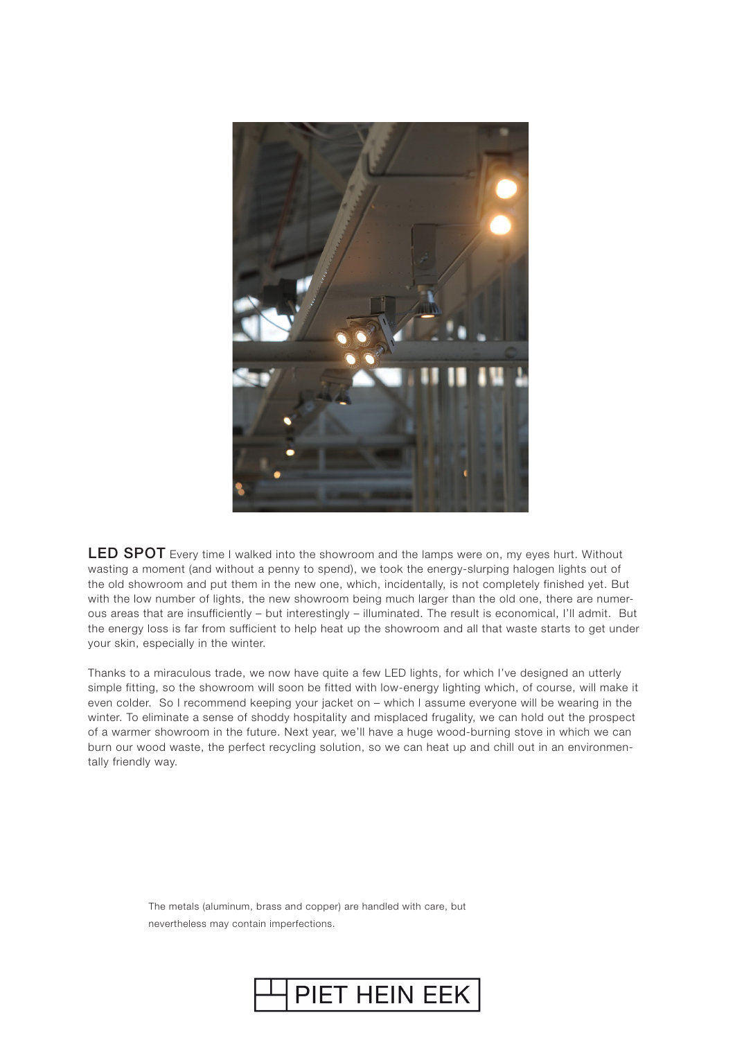**LED SPOT** Every time I walked into the showroom and the lamps were on, my eyes hurt. Without wasting a moment (and without a penny to spend), we took the energy-slurping halogen lights out of the old showroom and put them in the new one, which, incidentally, is not completely finished yet. But with the low number of lights, the new showroom being much larger than the old one, there are numerous areas that are insufficiently – but interestingly – illuminated. The result is economical, I'll admit. But the energy loss is far from sufficient to help heat up the showroom and all that waste starts to get under your skin, especially in the winter.

Thanks to a miraculous trade, we now have quite a few LED lights, for which I've designed an utterly simple fitting, so the showroom will soon be fitted with low-energy lighting which, of course, will make it even colder. So I recommend keeping your jacket on – which I assume everyone will be wearing in the winter. To eliminate a sense of shoddy hospitality and misplaced frugality, we can hold out the prospect of a warmer showroom in the future. Next year, we'll have a huge wood-burning stove in which we can burn our wood waste, the perfect recycling solution, so we can heat up and chill out in an environmentally friendly way.

The metals (aluminum, brass and copper) are handled with care, but nevertheless may contain imperfections.

PIET HEIN EEK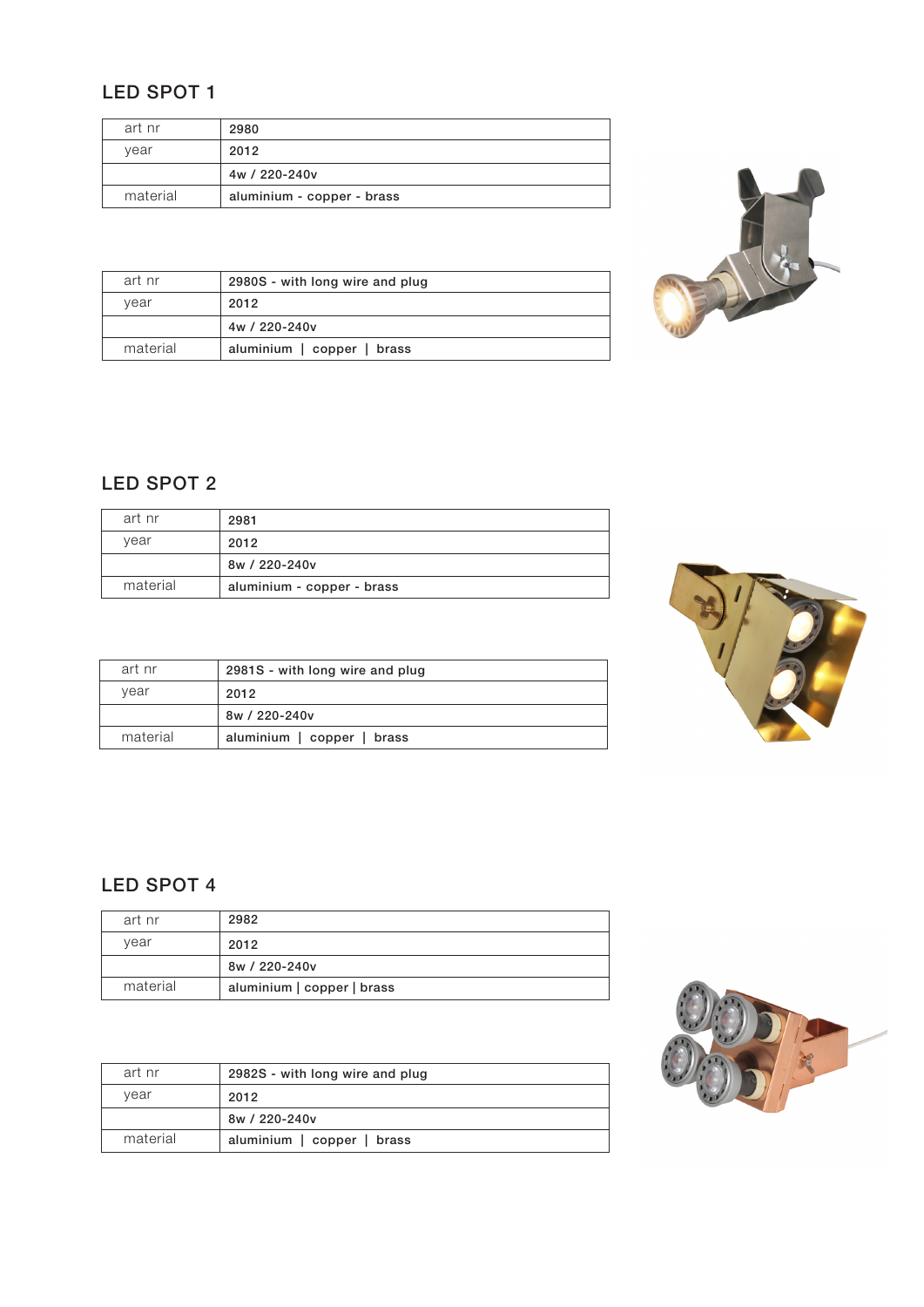## LED SPOT 1

| art nr | 2980 |
|---|---|
| year | 2012 |
| | 4w / 220-240v |
| material | aluminium - copper - brass |

| art nr | 2980S - with long wire and plug |
|---|---|
| year | 2012 |
| | 4w / 220-240v |
| material | aluminium \| copper \| brass |

## LED SPOT 2

| art nr | 2981 |
|---|---|
| year | 2012 |
| | 8w / 220-240v |
| material | aluminium - copper - brass |

| art nr | 2981S - with long wire and plug |
|---|---|
| year | 2012 |
| | 8w / 220-240v |
| material | aluminium \| copper \| brass |

## LED SPOT 4

| art nr | 2982 |
|---|---|
| year | 2012 |
| | 8w / 220-240v |
| material | aluminium \| copper \| brass |

| art nr | 2982S - with long wire and plug |
|---|---|
| year | 2012 |
| | 8w / 220-240v |
| material | aluminium \| copper \| brass |